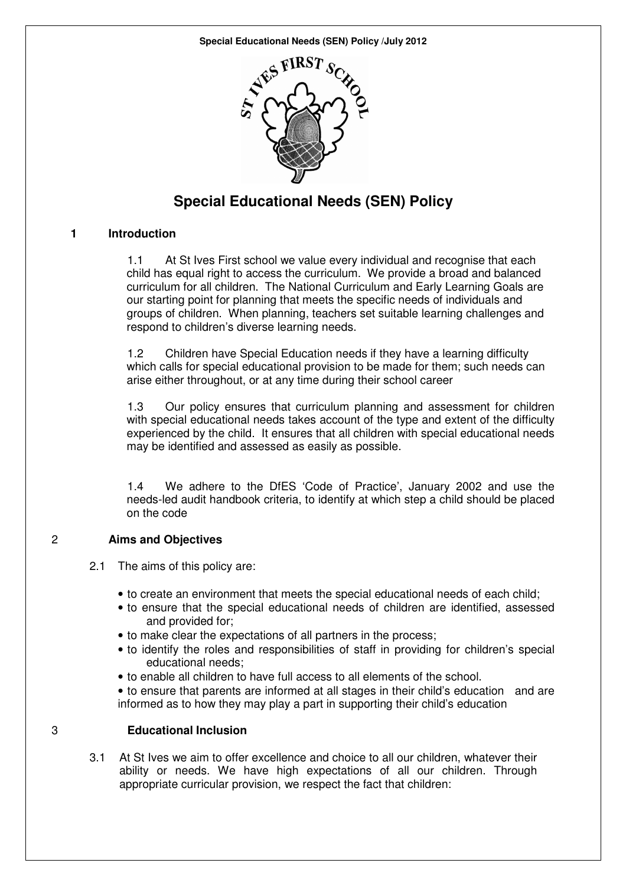# Special Educational Needs (SEN) Policy

## 1 Introduction

1.1 At St Ives First school we value every individual and recognise that each child has equal right to access the curriculum. We provide a broad and balanced curriculum for all children. The National Curriculum and Early Learning Goals are our starting point for planning that meets the specific needs of individuals and groups of children. When planning, teachers set suitable learning challenges and respond to children's diverse learning needs.

1.2 Children have Special Education needs if they have a learning difficulty which calls for special educational provision to be made for them; such needs can arise either throughout, or at any time during their school career

1.3 Our policy ensures that curriculum planning and assessment for children with special educational needs takes account of the type and extent of the difficulty experienced by the child. It ensures that all children with special educational needs may be identified and assessed as easily as possible.

1.4 We adhere to the DfES 'Code of Practice', January 2002 and use the needs-led audit handbook criteria, to identify at which step a child should be placed on the code

## 2 Aims and Objectives

2.1 The aims of this policy are:

- to create an environment that meets the special educational needs of each child;
- to ensure that the special educational needs of children are identified, assessed and provided for;
- to make clear the expectations of all partners in the process;
- to identify the roles and responsibilities of staff in providing for children's special educational needs;
- to enable all children to have full access to all elements of the school.
- to ensure that parents are informed at all stages in their child's education and are informed as to how they may play a part in supporting their child's education

## 3 Educational Inclusion

3.1 At St Ives we aim to offer excellence and choice to all our children, whatever their ability or needs. We have high expectations of all our children. Through appropriate curricular provision, we respect the fact that children: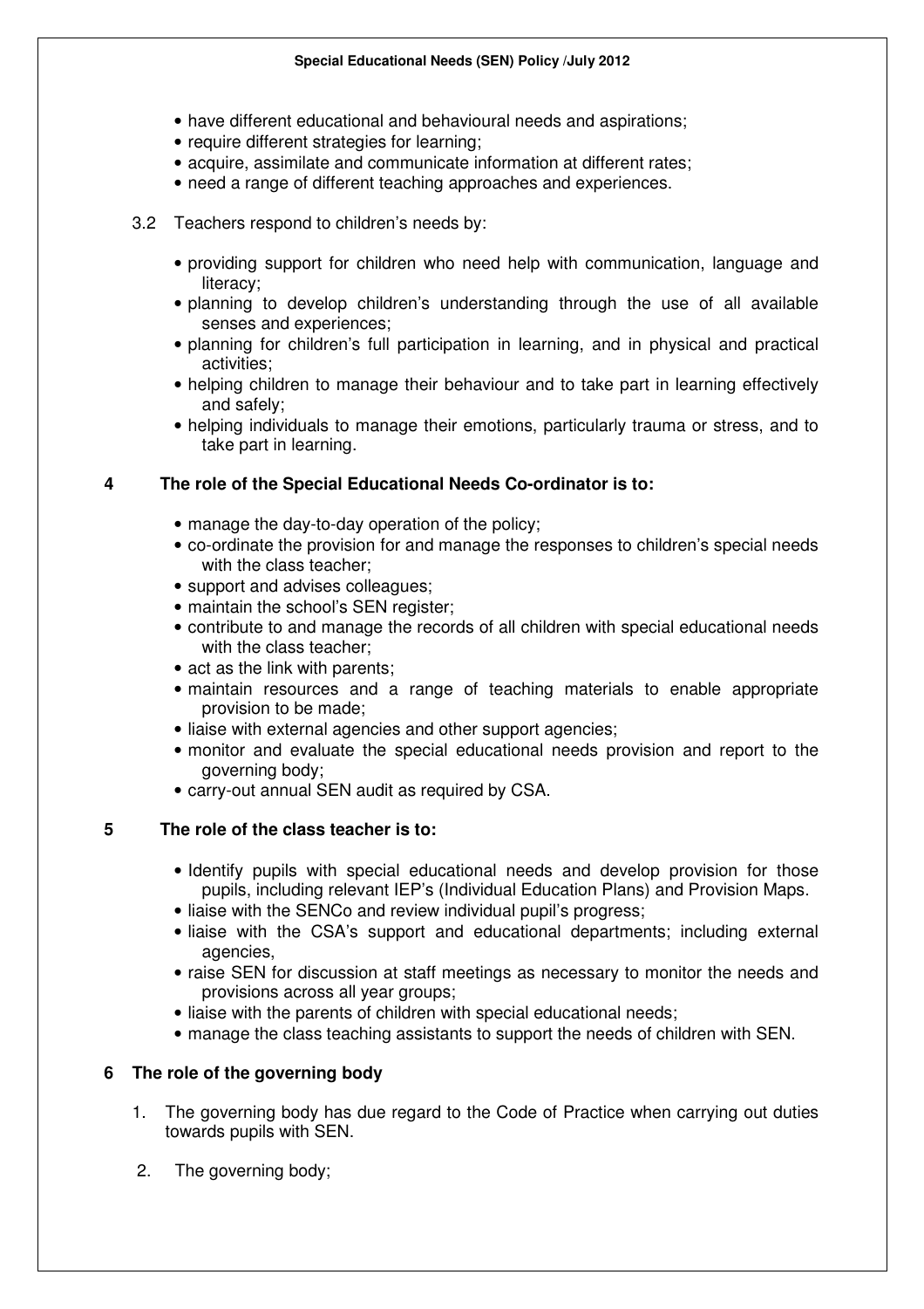- have different educational and behavioural needs and aspirations;
- require different strategies for learning;
- acquire, assimilate and communicate information at different rates;
- need a range of different teaching approaches and experiences.

3.2 Teachers respond to children's needs by:

- providing support for children who need help with communication, language and literacy;
- planning to develop children's understanding through the use of all available senses and experiences;
- planning for children's full participation in learning, and in physical and practical activities;
- helping children to manage their behaviour and to take part in learning effectively and safely;
- helping individuals to manage their emotions, particularly trauma or stress, and to take part in learning.

## 4 The role of the Special Educational Needs Co-ordinator is to:

- manage the day-to-day operation of the policy;
- co-ordinate the provision for and manage the responses to children's special needs with the class teacher;
- support and advises colleagues;
- maintain the school's SEN register;
- contribute to and manage the records of all children with special educational needs with the class teacher;
- act as the link with parents;
- maintain resources and a range of teaching materials to enable appropriate provision to be made;
- liaise with external agencies and other support agencies;
- monitor and evaluate the special educational needs provision and report to the governing body;
- carry-out annual SEN audit as required by CSA.

## 5 The role of the class teacher is to:

- Identify pupils with special educational needs and develop provision for those pupils, including relevant IEP's (Individual Education Plans) and Provision Maps.
- liaise with the SENCo and review individual pupil's progress;
- liaise with the CSA's support and educational departments; including external agencies,
- raise SEN for discussion at staff meetings as necessary to monitor the needs and provisions across all year groups;
- liaise with the parents of children with special educational needs;
- manage the class teaching assistants to support the needs of children with SEN.

## 6 The role of the governing body

1. The governing body has due regard to the Code of Practice when carrying out duties towards pupils with SEN.

2. The governing body;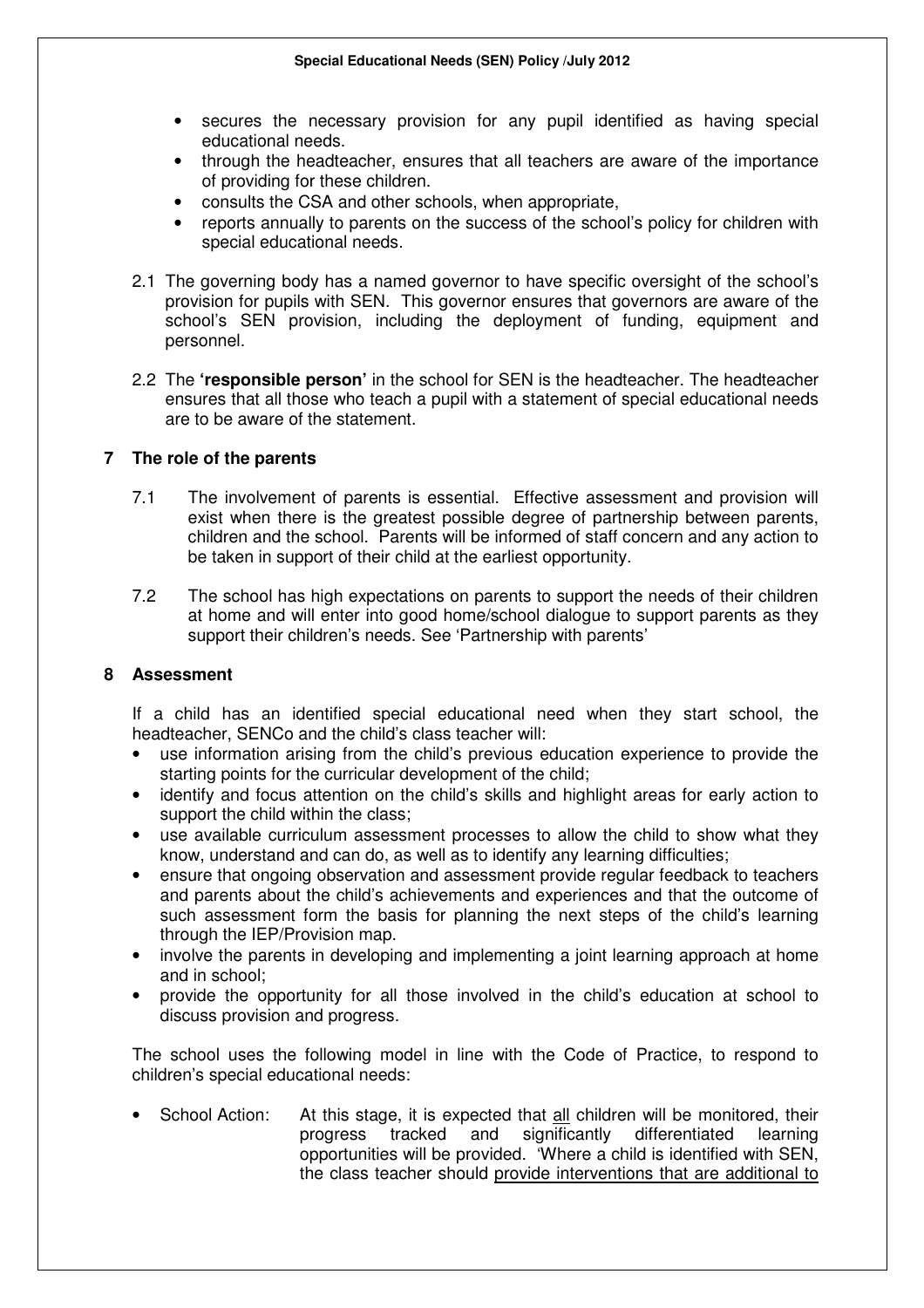- secures the necessary provision for any pupil identified as having special educational needs.
- through the headteacher, ensures that all teachers are aware of the importance of providing for these children.
- consults the CSA and other schools, when appropriate,
- reports annually to parents on the success of the school's policy for children with special educational needs.

2.1 The governing body has a named governor to have specific oversight of the school's provision for pupils with SEN. This governor ensures that governors are aware of the school's SEN provision, including the deployment of funding, equipment and personnel.

2.2 The **'responsible person'** in the school for SEN is the headteacher. The headteacher ensures that all those who teach a pupil with a statement of special educational needs are to be aware of the statement.

## 7 The role of the parents

7.1 The involvement of parents is essential. Effective assessment and provision will exist when there is the greatest possible degree of partnership between parents, children and the school. Parents will be informed of staff concern and any action to be taken in support of their child at the earliest opportunity.

7.2 The school has high expectations on parents to support the needs of their children at home and will enter into good home/school dialogue to support parents as they support their children's needs. See 'Partnership with parents'

## 8 Assessment

If a child has an identified special educational need when they start school, the headteacher, SENCo and the child's class teacher will:

- use information arising from the child's previous education experience to provide the starting points for the curricular development of the child;
- identify and focus attention on the child's skills and highlight areas for early action to support the child within the class;
- use available curriculum assessment processes to allow the child to show what they know, understand and can do, as well as to identify any learning difficulties;
- ensure that ongoing observation and assessment provide regular feedback to teachers and parents about the child's achievements and experiences and that the outcome of such assessment form the basis for planning the next steps of the child's learning through the IEP/Provision map.
- involve the parents in developing and implementing a joint learning approach at home and in school;
- provide the opportunity for all those involved in the child's education at school to discuss provision and progress.

The school uses the following model in line with the Code of Practice, to respond to children's special educational needs:

- School Action: At this stage, it is expected that <u>all</u> children will be monitored, their progress tracked and significantly differentiated learning opportunities will be provided. 'Where a child is identified with SEN, the class teacher should <u>provide interventions that are additional to</u>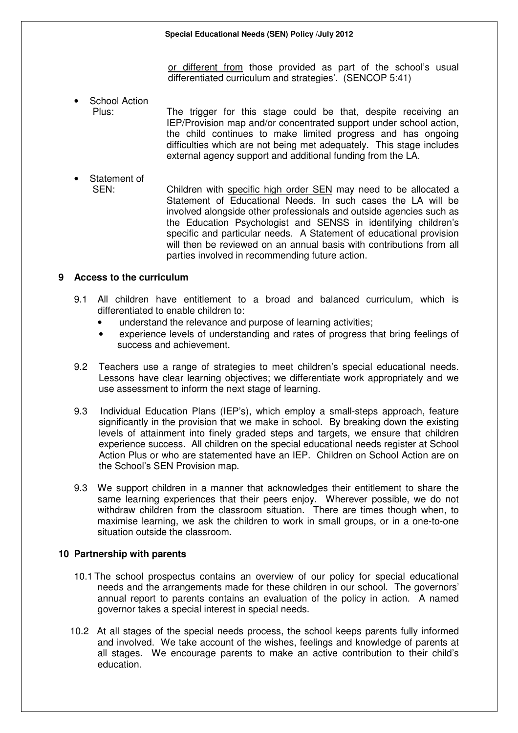or different from those provided as part of the school's usual differentiated curriculum and strategies'. (SENCOP 5:41)

- School Action Plus: The trigger for this stage could be that, despite receiving an IEP/Provision map and/or concentrated support under school action, the child continues to make limited progress and has ongoing difficulties which are not being met adequately. This stage includes external agency support and additional funding from the LA.

- Statement of SEN: Children with specific high order SEN may need to be allocated a Statement of Educational Needs. In such cases the LA will be involved alongside other professionals and outside agencies such as the Education Psychologist and SENSS in identifying children's specific and particular needs. A Statement of educational provision will then be reviewed on an annual basis with contributions from all parties involved in recommending future action.

## 9 Access to the curriculum

9.1 All children have entitlement to a broad and balanced curriculum, which is differentiated to enable children to:

- understand the relevance and purpose of learning activities;
- experience levels of understanding and rates of progress that bring feelings of success and achievement.

9.2 Teachers use a range of strategies to meet children's special educational needs. Lessons have clear learning objectives; we differentiate work appropriately and we use assessment to inform the next stage of learning.

9.3 Individual Education Plans (IEP's), which employ a small-steps approach, feature significantly in the provision that we make in school. By breaking down the existing levels of attainment into finely graded steps and targets, we ensure that children experience success. All children on the special educational needs register at School Action Plus or who are statemented have an IEP. Children on School Action are on the School's SEN Provision map.

9.3 We support children in a manner that acknowledges their entitlement to share the same learning experiences that their peers enjoy. Wherever possible, we do not withdraw children from the classroom situation. There are times though when, to maximise learning, we ask the children to work in small groups, or in a one-to-one situation outside the classroom.

## 10 Partnership with parents

10.1 The school prospectus contains an overview of our policy for special educational needs and the arrangements made for these children in our school. The governors' annual report to parents contains an evaluation of the policy in action. A named governor takes a special interest in special needs.

10.2 At all stages of the special needs process, the school keeps parents fully informed and involved. We take account of the wishes, feelings and knowledge of parents at all stages. We encourage parents to make an active contribution to their child's education.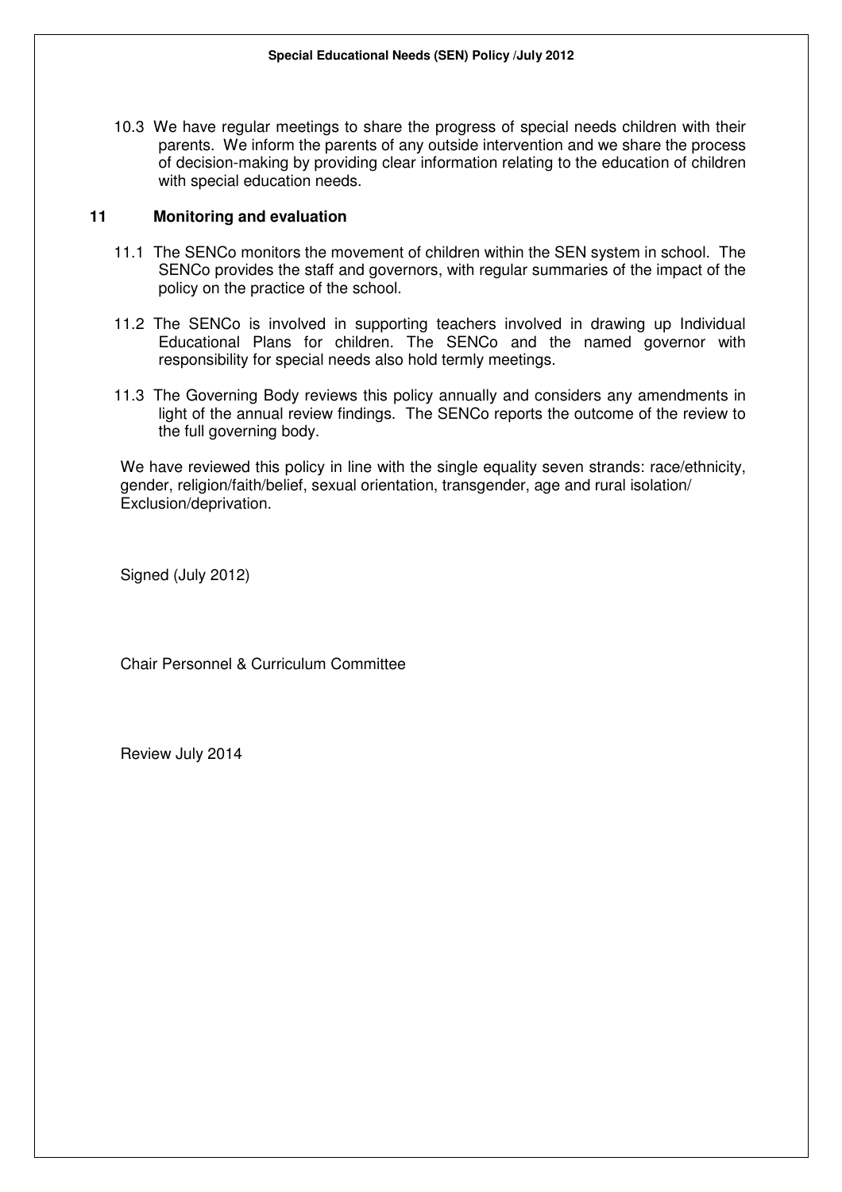10.3 We have regular meetings to share the progress of special needs children with their parents. We inform the parents of any outside intervention and we share the process of decision-making by providing clear information relating to the education of children with special education needs.

## 11 Monitoring and evaluation

11.1 The SENCo monitors the movement of children within the SEN system in school. The SENCo provides the staff and governors, with regular summaries of the impact of the policy on the practice of the school.

11.2 The SENCo is involved in supporting teachers involved in drawing up Individual Educational Plans for children. The SENCo and the named governor with responsibility for special needs also hold termly meetings.

11.3 The Governing Body reviews this policy annually and considers any amendments in light of the annual review findings. The SENCo reports the outcome of the review to the full governing body.

We have reviewed this policy in line with the single equality seven strands: race/ethnicity, gender, religion/faith/belief, sexual orientation, transgender, age and rural isolation/ Exclusion/deprivation.

Signed (July 2012)

Chair Personnel & Curriculum Committee

Review July 2014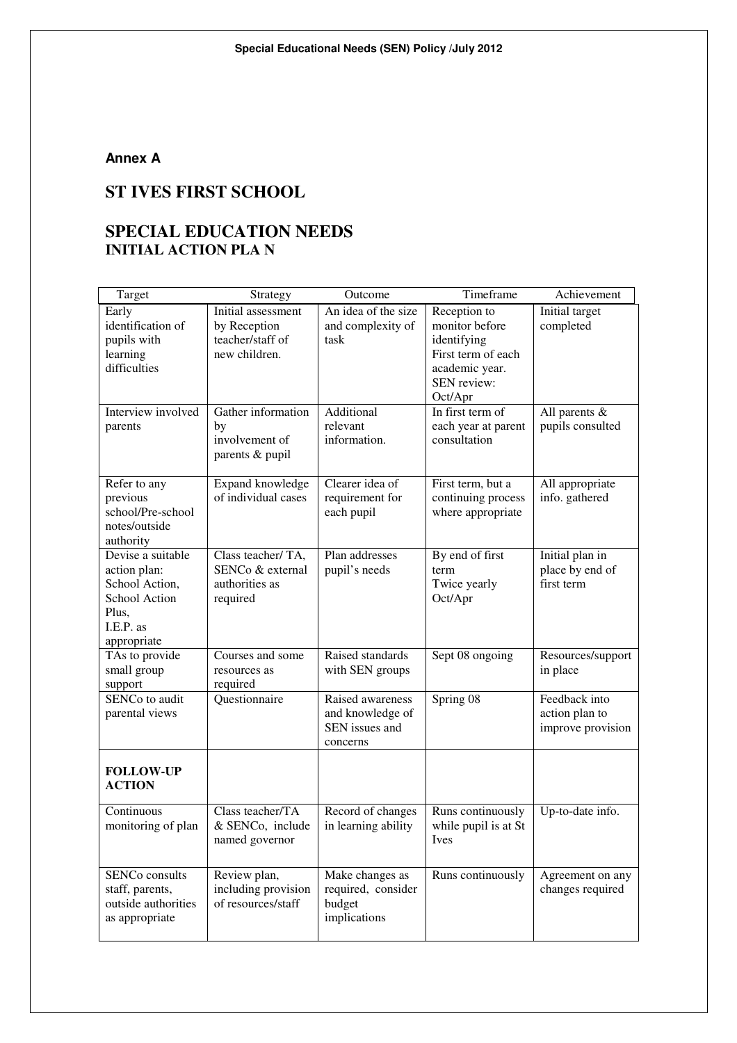**Annex A**

## ST IVES FIRST SCHOOL

## SPECIAL EDUCATION NEEDS
### INITIAL ACTION PLA N

| Target | Strategy | Outcome | Timeframe | Achievement |
|---|---|---|---|---|
| Early identification of pupils with learning difficulties | Initial assessment by Reception teacher/staff of new children. | An idea of the size and complexity of task | Reception to monitor before identifying First term of each academic year. SEN review: Oct/Apr | Initial target completed |
| Interview involved parents | Gather information by involvement of parents & pupil | Additional relevant information. | In first term of each year at parent consultation | All parents & pupils consulted |
| Refer to any previous school/Pre-school notes/outside authority | Expand knowledge of individual cases | Clearer idea of requirement for each pupil | First term, but a continuing process where appropriate | All appropriate info. gathered |
| Devise a suitable action plan: School Action, School Action Plus, I.E.P. as appropriate | Class teacher/ TA, SENCo & external authorities as required | Plan addresses pupil's needs | By end of first term Twice yearly Oct/Apr | Initial plan in place by end of first term |
| TAs to provide small group support | Courses and some resources as required | Raised standards with SEN groups | Sept 08 ongoing | Resources/support in place |
| SENCo to audit parental views | Questionnaire | Raised awareness and knowledge of SEN issues and concerns | Spring 08 | Feedback into action plan to improve provision |
| **FOLLOW-UP ACTION** | | | | |
| Continuous monitoring of plan | Class teacher/TA & SENCo, include named governor | Record of changes in learning ability | Runs continuously while pupil is at St Ives | Up-to-date info. |
| SENCo consults staff, parents, outside authorities as appropriate | Review plan, including provision of resources/staff | Make changes as required, consider budget implications | Runs continuously | Agreement on any changes required |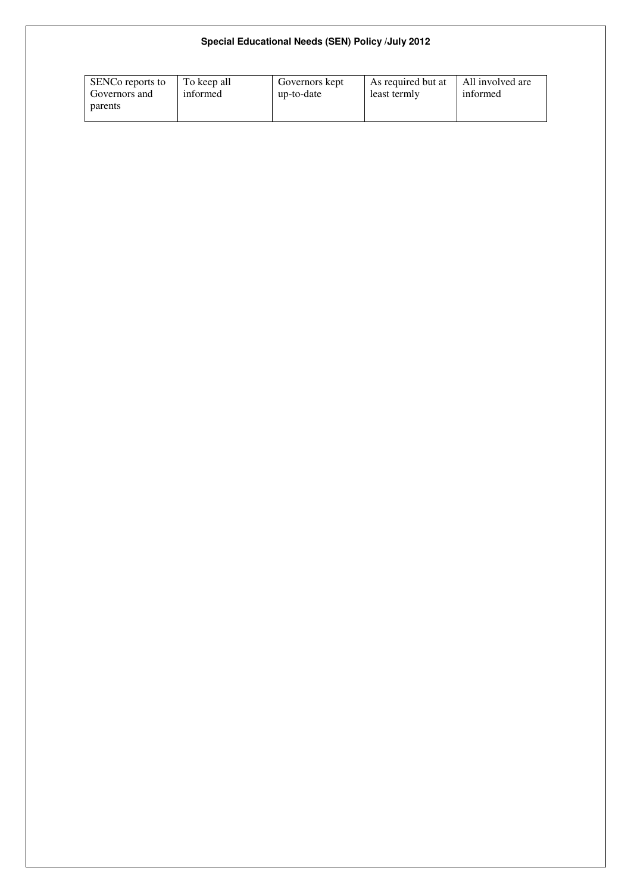| | | | | |
|---|---|---|---|---|
| SENCo reports to Governors and parents | To keep all informed | Governors kept up-to-date | As required but at least termly | All involved are informed |